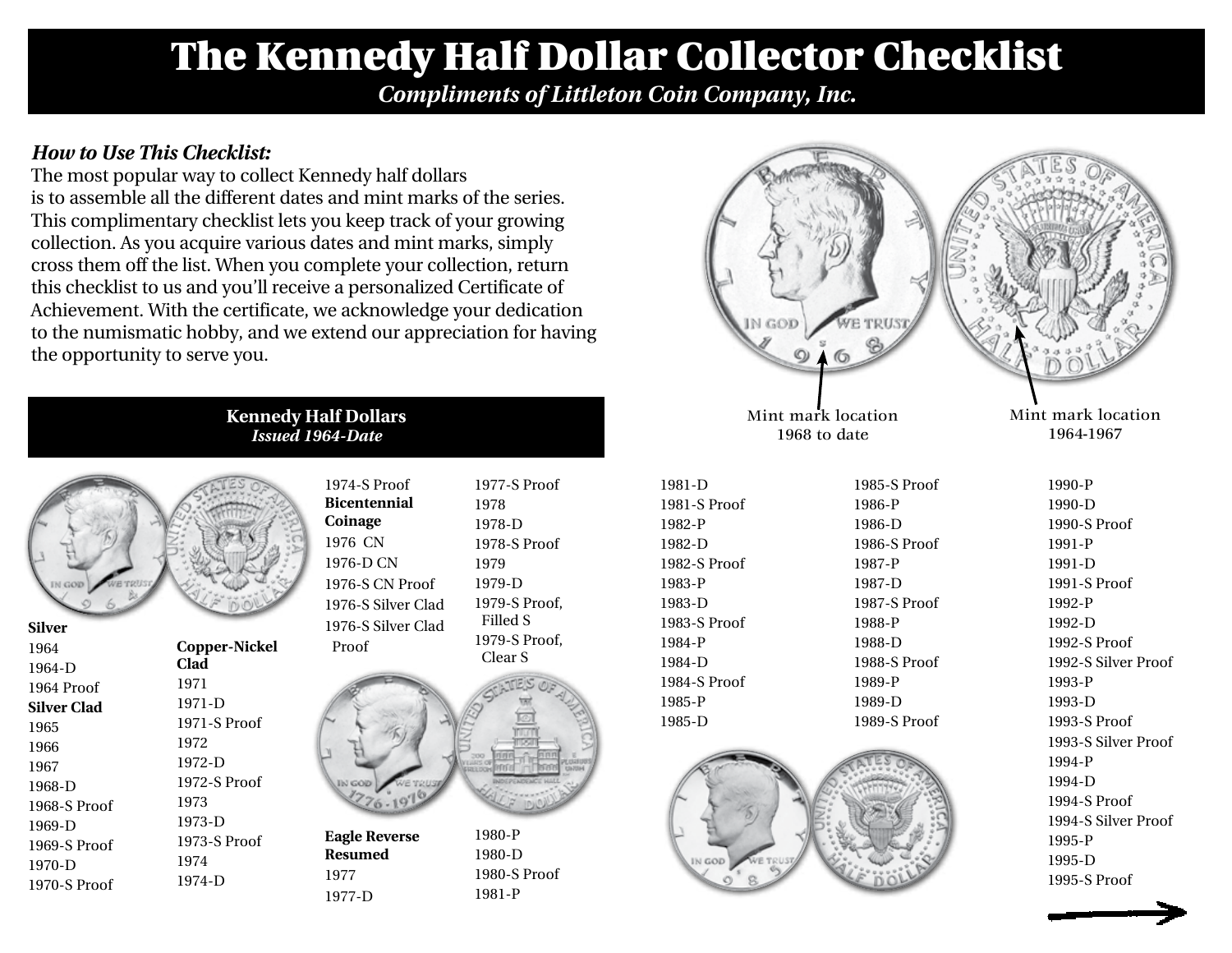# The Kennedy Half Dollar Collector Checklist

*Compliments of Littleton Coin Company, Inc.*

***How to Use This Checklist:***

The most popular way to collect Kennedy half dollars is to assemble all the different dates and mint marks of the series. This complimentary checklist lets you keep track of your growing collection. As you acquire various dates and mint marks, simply cross them off the list. When you complete your collection, return this checklist to us and you'll receive a personalized Certificate of Achievement. With the certificate, we acknowledge your dedication to the numismatic hobby, and we extend our appreciation for having the opportunity to serve you.

Mint mark location 1968 to date

Mint mark location 1964-1967

## Kennedy Half Dollars

*Issued 1964-Date*

**Silver**
1964
1964-D
1964 Proof

**Silver Clad**
1965
1966
1967
1968-D
1968-S Proof
1969-D
1969-S Proof
1970-D
1970-S Proof

**Copper-Nickel Clad**
1971
1971-D
1971-S Proof
1972
1972-D
1972-S Proof
1973
1973-D
1973-S Proof
1974
1974-D
1974-S Proof

**Bicentennial Coinage**
1976 CN
1976-D CN
1976-S CN Proof
1976-S Silver Clad
1976-S Silver Clad Proof

**Eagle Reverse Resumed**
1977
1977-D
1977-S Proof
1978
1978-D
1978-S Proof
1979
1979-D
1979-S Proof, Filled S
1979-S Proof, Clear S
1980-P
1980-D
1980-S Proof
1981-P
1981-D
1981-S Proof
1982-P
1982-D
1982-S Proof
1983-P
1983-D
1983-S Proof
1984-P
1984-D
1984-S Proof
1985-P
1985-D
1985-S Proof
1986-P
1986-D
1986-S Proof
1987-P
1987-D
1987-S Proof
1988-P
1988-D
1988-S Proof
1989-P
1989-D
1989-S Proof
1990-P
1990-D
1990-S Proof
1991-P
1991-D
1991-S Proof
1992-P
1992-D
1992-S Proof
1992-S Silver Proof
1993-P
1993-D
1993-S Proof
1993-S Silver Proof
1994-P
1994-D
1994-S Proof
1994-S Silver Proof
1995-P
1995-D
1995-S Proof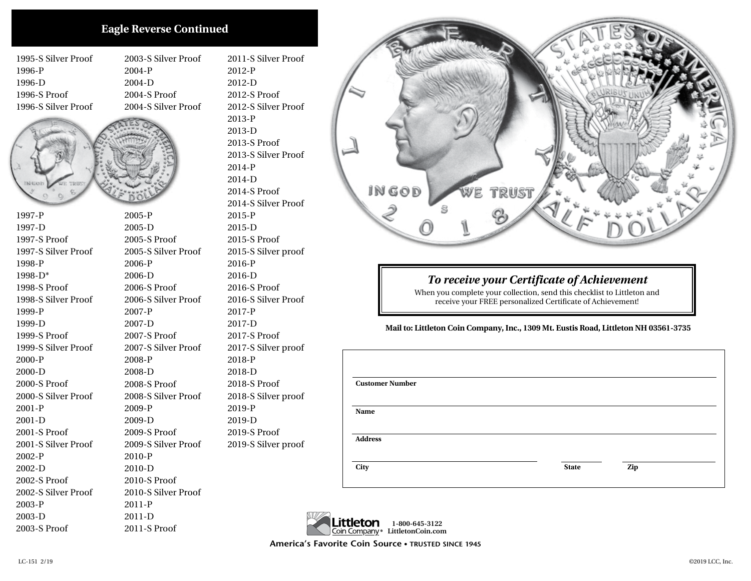## Eagle Reverse Continued

1995-S Silver Proof
1996-P
1996-D
1996-S Proof
1996-S Silver Proof
1997-P
1997-D
1997-S Proof
1997-S Silver Proof
1998-P
1998-D*
1998-S Proof
1998-S Silver Proof
1999-P
1999-D
1999-S Proof
1999-S Silver Proof
2000-P
2000-D
2000-S Proof
2000-S Silver Proof
2001-P
2001-D
2001-S Proof
2001-S Silver Proof
2002-P
2002-D
2002-S Proof
2002-S Silver Proof
2003-P
2003-D
2003-S Proof
2003-S Silver Proof
2004-P
2004-D
2004-S Proof
2004-S Silver Proof
2005-P
2005-D
2005-S Proof
2005-S Silver Proof
2006-P
2006-D
2006-S Proof
2006-S Silver Proof
2007-P
2007-D
2007-S Proof
2007-S Silver Proof
2008-P
2008-D
2008-S Proof
2008-S Silver Proof
2009-P
2009-D
2009-S Proof
2009-S Silver Proof
2010-P
2010-D
2010-S Proof
2010-S Silver Proof
2011-P
2011-D
2011-S Proof
2011-S Silver Proof
2012-P
2012-D
2012-S Proof
2012-S Silver Proof
2013-P
2013-D
2013-S Proof
2013-S Silver Proof
2014-P
2014-D
2014-S Proof
2014-S Silver Proof
2015-P
2015-D
2015-S Proof
2015-S Silver proof
2016-P
2016-D
2016-S Proof
2016-S Silver Proof
2017-P
2017-D
2017-S Proof
2017-S Silver proof
2018-P
2018-D
2018-S Proof
2018-S Silver proof
2019-P
2019-D
2019-S Proof
2019-S Silver proof

### *To receive your Certificate of Achievement*

When you complete your collection, send this checklist to Littleton and receive your FREE personalized Certificate of Achievement!

**Mail to: Littleton Coin Company, Inc., 1309 Mt. Eustis Road, Littleton NH 03561-3735**

**Customer Number** ______________________

**Name** ______________________

**Address** ______________________

**City** ______________ **State** ______ **Zip** ______

Littleton Coin Company® **1-800-645-3122** **LittletonCoin.com**

America's Favorite Coin Source • TRUSTED SINCE 1945

LC-151 2/19

©2019 LCC, Inc.